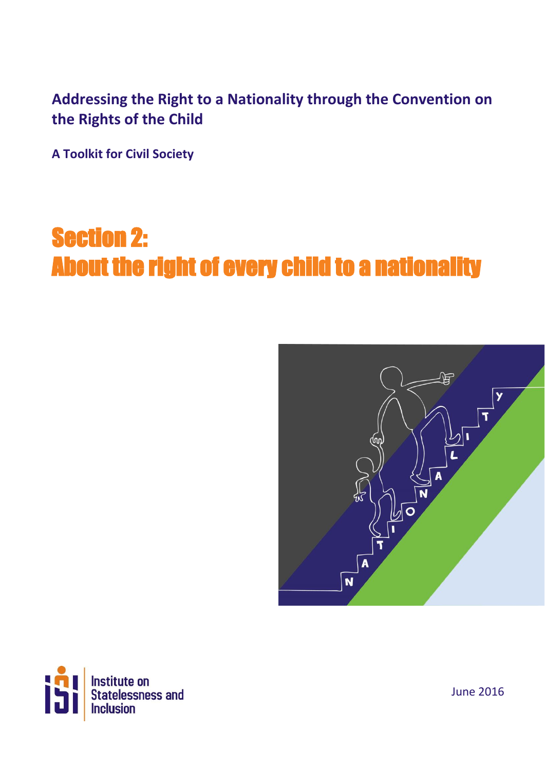**Addressing the Right to a Nationality through the Convention on the Rights of the Child**

**A Toolkit for Civil Society**

# Section 2: About the right of every child to a nationality

Institute on Statelessness and Inclusion

June 2016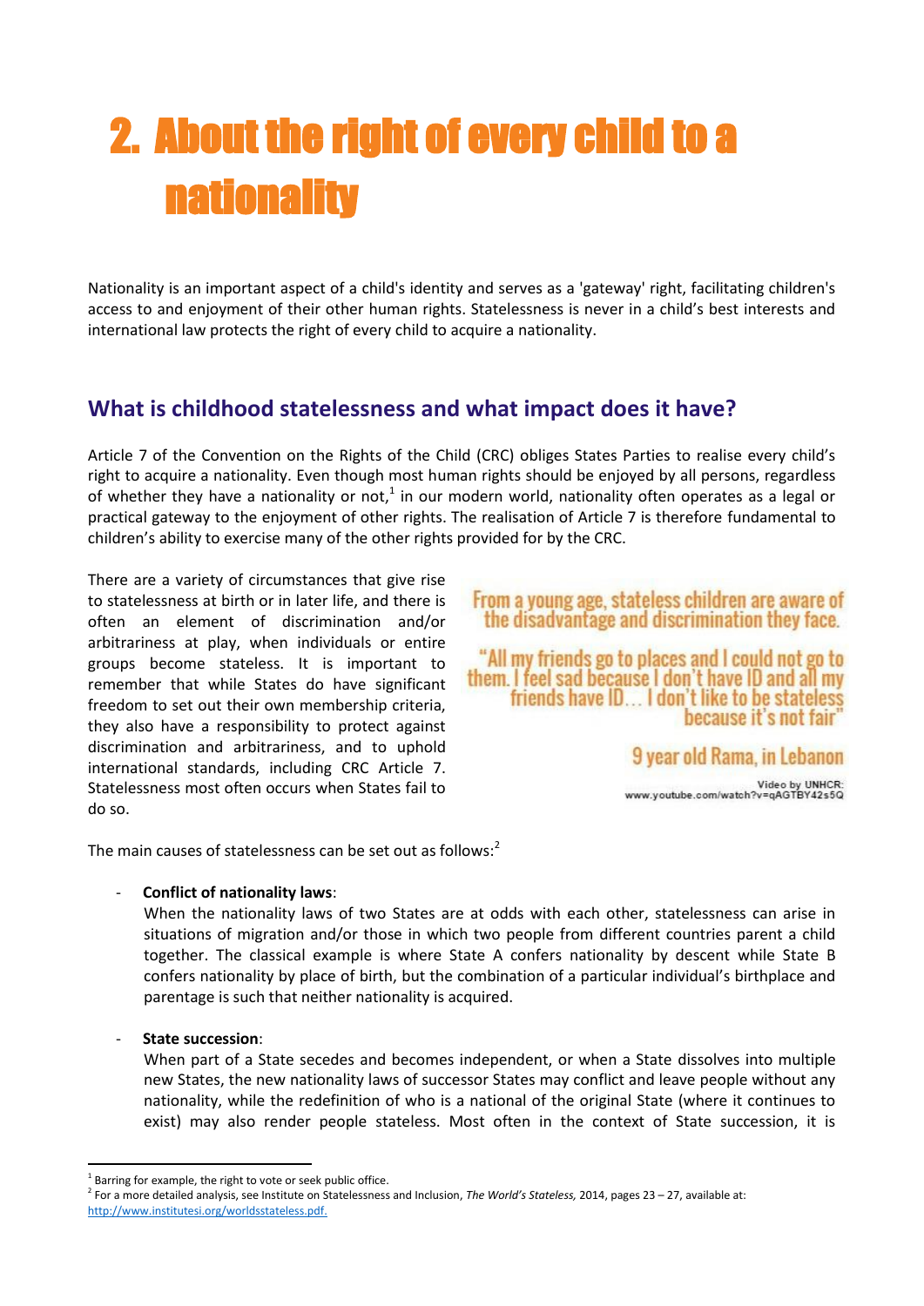# 2. About the right of every child to a nationality

Nationality is an important aspect of a child's identity and serves as a 'gateway' right, facilitating children's access to and enjoyment of their other human rights. Statelessness is never in a child's best interests and international law protects the right of every child to acquire a nationality.

## What is childhood statelessness and what impact does it have?

Article 7 of the Convention on the Rights of the Child (CRC) obliges States Parties to realise every child's right to acquire a nationality. Even though most human rights should be enjoyed by all persons, regardless of whether they have a nationality or not,[1] in our modern world, nationality often operates as a legal or practical gateway to the enjoyment of other rights. The realisation of Article 7 is therefore fundamental to children's ability to exercise many of the other rights provided for by the CRC.

There are a variety of circumstances that give rise to statelessness at birth or in later life, and there is often an element of discrimination and/or arbitrariness at play, when individuals or entire groups become stateless. It is important to remember that while States do have significant freedom to set out their own membership criteria, they also have a responsibility to protect against discrimination and arbitrariness, and to uphold international standards, including CRC Article 7. Statelessness most often occurs when States fail to do so.

> From a young age, stateless children are aware of the disadvantage and discrimination they face.
>
> "All my friends go to places and I could not go to them. I feel sad because I don't have ID and all my friends have ID… I don't like to be stateless because it's not fair"
>
> 9 year old Rama, in Lebanon
>
> Video by UNHCR: www.youtube.com/watch?v=qAGTBY42s5Q

The main causes of statelessness can be set out as follows:[2]

- **Conflict of nationality laws**:
  When the nationality laws of two States are at odds with each other, statelessness can arise in situations of migration and/or those in which two people from different countries parent a child together. The classical example is where State A confers nationality by descent while State B confers nationality by place of birth, but the combination of a particular individual's birthplace and parentage is such that neither nationality is acquired.

- **State succession**:
  When part of a State secedes and becomes independent, or when a State dissolves into multiple new States, the new nationality laws of successor States may conflict and leave people without any nationality, while the redefinition of who is a national of the original State (where it continues to exist) may also render people stateless. Most often in the context of State succession, it is

[1] Barring for example, the right to vote or seek public office.

[2] For a more detailed analysis, see Institute on Statelessness and Inclusion, *The World's Stateless,* 2014, pages 23 – 27, available at: http://www.institutesi.org/worldsstateless.pdf.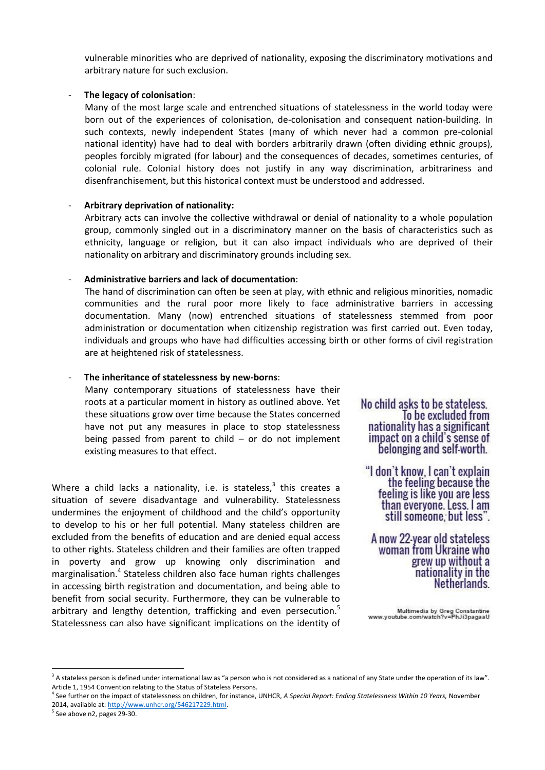vulnerable minorities who are deprived of nationality, exposing the discriminatory motivations and arbitrary nature for such exclusion.

- **The legacy of colonisation**:
  Many of the most large scale and entrenched situations of statelessness in the world today were born out of the experiences of colonisation, de-colonisation and consequent nation-building. In such contexts, newly independent States (many of which never had a common pre-colonial national identity) have had to deal with borders arbitrarily drawn (often dividing ethnic groups), peoples forcibly migrated (for labour) and the consequences of decades, sometimes centuries, of colonial rule. Colonial history does not justify in any way discrimination, arbitrariness and disenfranchisement, but this historical context must be understood and addressed.

- **Arbitrary deprivation of nationality:**
  Arbitrary acts can involve the collective withdrawal or denial of nationality to a whole population group, commonly singled out in a discriminatory manner on the basis of characteristics such as ethnicity, language or religion, but it can also impact individuals who are deprived of their nationality on arbitrary and discriminatory grounds including sex.

- **Administrative barriers and lack of documentation**:
  The hand of discrimination can often be seen at play, with ethnic and religious minorities, nomadic communities and the rural poor more likely to face administrative barriers in accessing documentation. Many (now) entrenched situations of statelessness stemmed from poor administration or documentation when citizenship registration was first carried out. Even today, individuals and groups who have had difficulties accessing birth or other forms of civil registration are at heightened risk of statelessness.

- **The inheritance of statelessness by new-borns**:
  Many contemporary situations of statelessness have their roots at a particular moment in history as outlined above. Yet these situations grow over time because the States concerned have not put any measures in place to stop statelessness being passed from parent to child – or do not implement existing measures to that effect.

Where a child lacks a nationality, i.e. is stateless,[3] this creates a situation of severe disadvantage and vulnerability. Statelessness undermines the enjoyment of childhood and the child's opportunity to develop to his or her full potential. Many stateless children are excluded from the benefits of education and are denied equal access to other rights. Stateless children and their families are often trapped in poverty and grow up knowing only discrimination and marginalisation.[4] Stateless children also face human rights challenges in accessing birth registration and documentation, and being able to benefit from social security. Furthermore, they can be vulnerable to arbitrary and lengthy detention, trafficking and even persecution.[5] Statelessness can also have significant implications on the identity of

> No child asks to be stateless. To be excluded from nationality has a significant impact on a child's sense of belonging and self-worth.
>
> "I don't know, I can't explain the feeling because the feeling is like you are less than everyone. Less. I am still someone, but less".
>
> A now 22-year old stateless woman from Ukraine who grew up without a nationality in the Netherlands.
>
> Multimedia by Greg Constantine
> www.youtube.com/watch?v=PhJi3pagaaU

---

[3] A stateless person is defined under international law as "a person who is not considered as a national of any State under the operation of its law". Article 1, 1954 Convention relating to the Status of Stateless Persons.

[4] See further on the impact of statelessness on children, for instance, UNHCR, *A Special Report: Ending Statelessness Within 10 Years,* November 2014, available at: http://www.unhcr.org/546217229.html.

[5] See above n2, pages 29-30.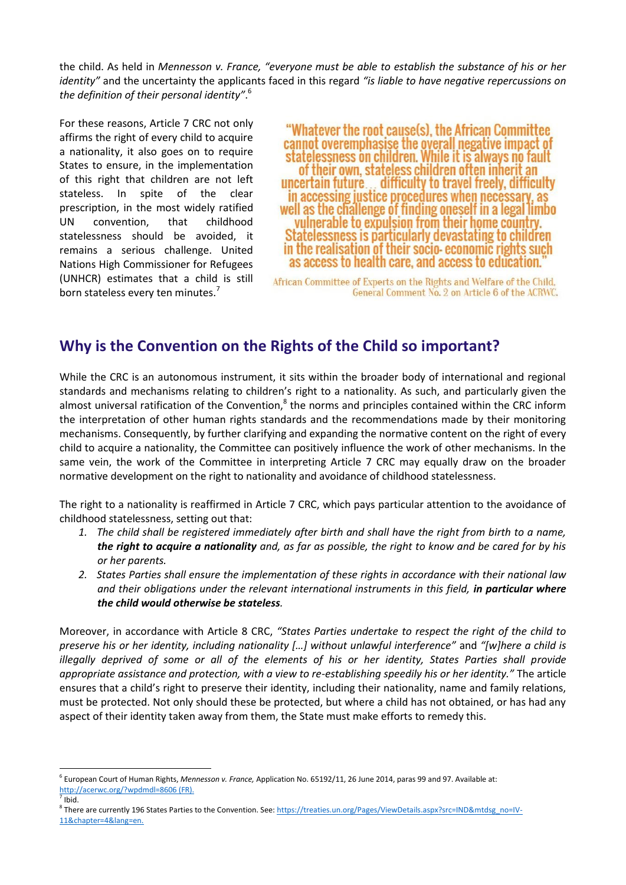the child. As held in *Mennesson v. France, "everyone must be able to establish the substance of his or her identity"* and the uncertainty the applicants faced in this regard *"is liable to have negative repercussions on the definition of their personal identity"*.[6]

For these reasons, Article 7 CRC not only affirms the right of every child to acquire a nationality, it also goes on to require States to ensure, in the implementation of this right that children are not left stateless. In spite of the clear prescription, in the most widely ratified UN convention, that childhood statelessness should be avoided, it remains a serious challenge. United Nations High Commissioner for Refugees (UNHCR) estimates that a child is still born stateless every ten minutes.[7]

> "Whatever the root cause(s), the African Committee cannot overemphasise the overall negative impact of statelessness on children. While it is always no fault of their own, stateless children often inherit an uncertain future… difficulty to travel freely, difficulty in accessing justice procedures when necessary, as well as the challenge of finding oneself in a legal limbo vulnerable to expulsion from their home country. Statelessness is particularly devastating to children in the realisation of their socio- economic rights such as access to health care, and access to education."
>
> African Committee of Experts on the Rights and Welfare of the Child, General Comment No. 2 on Article 6 of the ACRWC.

## Why is the Convention on the Rights of the Child so important?

While the CRC is an autonomous instrument, it sits within the broader body of international and regional standards and mechanisms relating to children's right to a nationality. As such, and particularly given the almost universal ratification of the Convention,[8] the norms and principles contained within the CRC inform the interpretation of other human rights standards and the recommendations made by their monitoring mechanisms. Consequently, by further clarifying and expanding the normative content on the right of every child to acquire a nationality, the Committee can positively influence the work of other mechanisms. In the same vein, the work of the Committee in interpreting Article 7 CRC may equally draw on the broader normative development on the right to nationality and avoidance of childhood statelessness.

The right to a nationality is reaffirmed in Article 7 CRC, which pays particular attention to the avoidance of childhood statelessness, setting out that:

1. *The child shall be registered immediately after birth and shall have the right from birth to a name,* ***the right to acquire a nationality*** *and, as far as possible, the right to know and be cared for by his or her parents.*
2. *States Parties shall ensure the implementation of these rights in accordance with their national law and their obligations under the relevant international instruments in this field,* ***in particular where the child would otherwise be stateless****.*

Moreover, in accordance with Article 8 CRC, *"States Parties undertake to respect the right of the child to preserve his or her identity, including nationality […] without unlawful interference"* and *"[w]here a child is illegally deprived of some or all of the elements of his or her identity, States Parties shall provide appropriate assistance and protection, with a view to re-establishing speedily his or her identity."* The article ensures that a child's right to preserve their identity, including their nationality, name and family relations, must be protected. Not only should these be protected, but where a child has not obtained, or has had any aspect of their identity taken away from them, the State must make efforts to remedy this.

---

[6] European Court of Human Rights, *Mennesson v. France,* Application No. 65192/11, 26 June 2014, paras 99 and 97. Available at: http://acerwc.org/?wpdmdl=8606 (FR).

[7] Ibid.

[8] There are currently 196 States Parties to the Convention. See: https://treaties.un.org/Pages/ViewDetails.aspx?src=IND&mtdsg_no=IV-11&chapter=4&lang=en.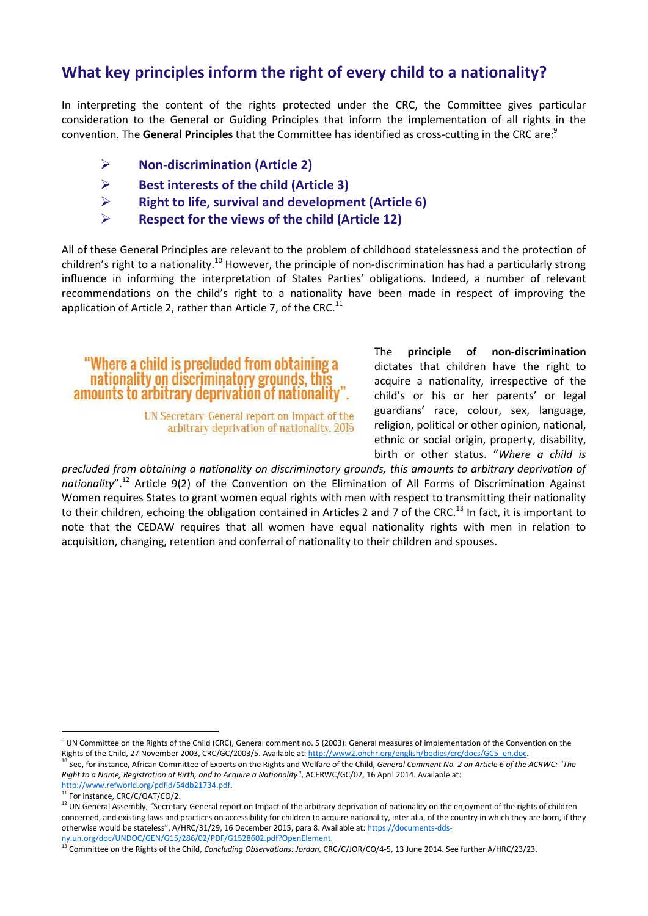## What key principles inform the right of every child to a nationality?

In interpreting the content of the rights protected under the CRC, the Committee gives particular consideration to the General or Guiding Principles that inform the implementation of all rights in the convention. The **General Principles** that the Committee has identified as cross-cutting in the CRC are:[9]

- **Non-discrimination (Article 2)**
- **Best interests of the child (Article 3)**
- **Right to life, survival and development (Article 6)**
- **Respect for the views of the child (Article 12)**

All of these General Principles are relevant to the problem of childhood statelessness and the protection of children's right to a nationality.[10] However, the principle of non-discrimination has had a particularly strong influence in informing the interpretation of States Parties' obligations. Indeed, a number of relevant recommendations on the child's right to a nationality have been made in respect of improving the application of Article 2, rather than Article 7, of the CRC.[11]

> "Where a child is precluded from obtaining a nationality on discriminatory grounds, this amounts to arbitrary deprivation of nationality".
>
> UN Secretary-General report on Impact of the arbitrary deprivation of nationality, 2015

The **principle of non-discrimination** dictates that children have the right to acquire a nationality, irrespective of the child's or his or her parents' or legal guardians' race, colour, sex, language, religion, political or other opinion, national, ethnic or social origin, property, disability, birth or other status. "*Where a child is precluded from obtaining a nationality on discriminatory grounds, this amounts to arbitrary deprivation of nationality*".[12] Article 9(2) of the Convention on the Elimination of All Forms of Discrimination Against Women requires States to grant women equal rights with men with respect to transmitting their nationality to their children, echoing the obligation contained in Articles 2 and 7 of the CRC.[13] In fact, it is important to note that the CEDAW requires that all women have equal nationality rights with men in relation to acquisition, changing, retention and conferral of nationality to their children and spouses.

---

[9] UN Committee on the Rights of the Child (CRC), General comment no. 5 (2003): General measures of implementation of the Convention on the Rights of the Child, 27 November 2003, CRC/GC/2003/5. Available at: http://www2.ohchr.org/english/bodies/crc/docs/GC5_en.doc.

[10] See, for instance, African Committee of Experts on the Rights and Welfare of the Child, *General Comment No. 2 on Article 6 of the ACRWC: "The Right to a Name, Registration at Birth, and to Acquire a Nationality"*, ACERWC/GC/02, 16 April 2014. Available at: http://www.refworld.org/pdfid/54db21734.pdf.

[11] For instance, CRC/C/QAT/CO/2.

[12] UN General Assembly, "Secretary-General report on Impact of the arbitrary deprivation of nationality on the enjoyment of the rights of children concerned, and existing laws and practices on accessibility for children to acquire nationality, inter alia, of the country in which they are born, if they otherwise would be stateless", A/HRC/31/29, 16 December 2015, para 8. Available at: https://documents-dds-ny.un.org/doc/UNDOC/GEN/G15/286/02/PDF/G1528602.pdf?OpenElement.

[13] Committee on the Rights of the Child, *Concluding Observations: Jordan,* CRC/C/JOR/CO/4-5, 13 June 2014. See further A/HRC/23/23.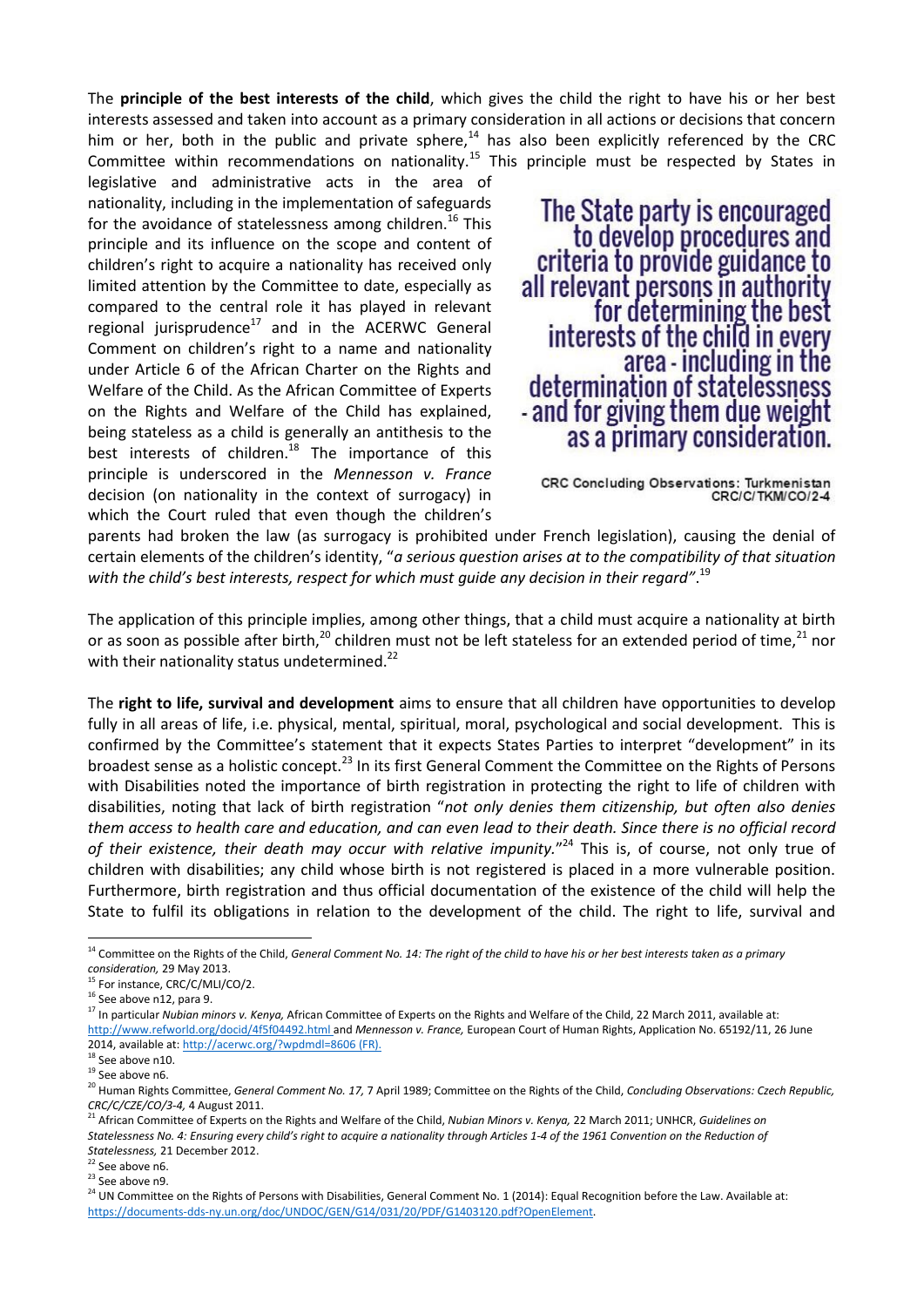The **principle of the best interests of the child**, which gives the child the right to have his or her best interests assessed and taken into account as a primary consideration in all actions or decisions that concern him or her, both in the public and private sphere,[14] has also been explicitly referenced by the CRC Committee within recommendations on nationality.[15] This principle must be respected by States in legislative and administrative acts in the area of nationality, including in the implementation of safeguards for the avoidance of statelessness among children.[16] This principle and its influence on the scope and content of children's right to acquire a nationality has received only limited attention by the Committee to date, especially as compared to the central role it has played in relevant regional jurisprudence[17] and in the ACERWC General Comment on children's right to a name and nationality under Article 6 of the African Charter on the Rights and Welfare of the Child. As the African Committee of Experts on the Rights and Welfare of the Child has explained, being stateless as a child is generally an antithesis to the best interests of children.[18] The importance of this principle is underscored in the *Mennesson v. France* decision (on nationality in the context of surrogacy) in which the Court ruled that even though the children's parents had broken the law (as surrogacy is prohibited under French legislation), causing the denial of certain elements of the children's identity, "*a serious question arises at to the compatibility of that situation with the child's best interests, respect for which must guide any decision in their regard"*.[19]

> **The State party is encouraged to develop procedures and criteria to provide guidance to all relevant persons in authority for determining the best interests of the child in every area - including in the determination of statelessness - and for giving them due weight as a primary consideration.**
>
> CRC Concluding Observations: Turkmenistan CRC/C/TKM/CO/2-4

The application of this principle implies, among other things, that a child must acquire a nationality at birth or as soon as possible after birth,[20] children must not be left stateless for an extended period of time,[21] nor with their nationality status undetermined.[22]

The **right to life, survival and development** aims to ensure that all children have opportunities to develop fully in all areas of life, i.e. physical, mental, spiritual, moral, psychological and social development. This is confirmed by the Committee's statement that it expects States Parties to interpret "development" in its broadest sense as a holistic concept.[23] In its first General Comment the Committee on the Rights of Persons with Disabilities noted the importance of birth registration in protecting the right to life of children with disabilities, noting that lack of birth registration "*not only denies them citizenship, but often also denies them access to health care and education, and can even lead to their death. Since there is no official record of their existence, their death may occur with relative impunity.*"[24] This is, of course, not only true of children with disabilities; any child whose birth is not registered is placed in a more vulnerable position. Furthermore, birth registration and thus official documentation of the existence of the child will help the State to fulfil its obligations in relation to the development of the child. The right to life, survival and

---

[14] Committee on the Rights of the Child, *General Comment No. 14: The right of the child to have his or her best interests taken as a primary consideration,* 29 May 2013.

[15] For instance, CRC/C/MLI/CO/2.

[16] See above n12, para 9.

[17] In particular *Nubian minors v. Kenya,* African Committee of Experts on the Rights and Welfare of the Child, 22 March 2011, available at: http://www.refworld.org/docid/4f5f04492.html and *Mennesson v. France,* European Court of Human Rights, Application No. 65192/11, 26 June 2014, available at: http://acerwc.org/?wpdmdl=8606 (FR).

[18] See above n10.

[19] See above n6.

[20] Human Rights Committee, *General Comment No. 17,* 7 April 1989; Committee on the Rights of the Child, *Concluding Observations: Czech Republic, CRC/C/CZE/CO/3-4,* 4 August 2011.

[21] African Committee of Experts on the Rights and Welfare of the Child, *Nubian Minors v. Kenya,* 22 March 2011; UNHCR, *Guidelines on Statelessness No. 4: Ensuring every child's right to acquire a nationality through Articles 1-4 of the 1961 Convention on the Reduction of Statelessness,* 21 December 2012.

[22] See above n6.

[23] See above n9.

[24] UN Committee on the Rights of Persons with Disabilities, General Comment No. 1 (2014): Equal Recognition before the Law. Available at: https://documents-dds-ny.un.org/doc/UNDOC/GEN/G14/031/20/PDF/G1403120.pdf?OpenElement.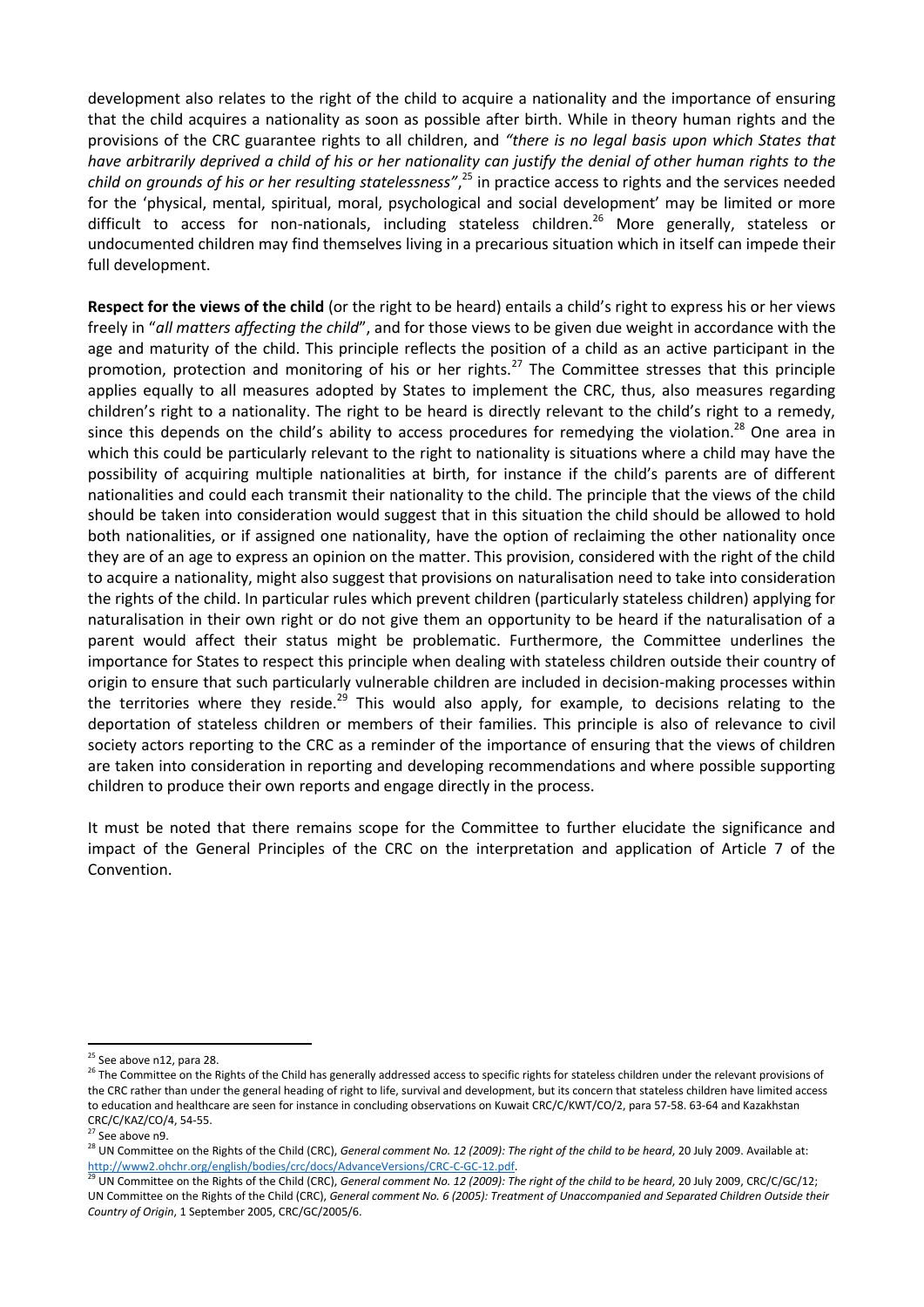development also relates to the right of the child to acquire a nationality and the importance of ensuring that the child acquires a nationality as soon as possible after birth. While in theory human rights and the provisions of the CRC guarantee rights to all children, and *"there is no legal basis upon which States that have arbitrarily deprived a child of his or her nationality can justify the denial of other human rights to the child on grounds of his or her resulting statelessness"*,[25] in practice access to rights and the services needed for the 'physical, mental, spiritual, moral, psychological and social development' may be limited or more difficult to access for non-nationals, including stateless children.[26] More generally, stateless or undocumented children may find themselves living in a precarious situation which in itself can impede their full development.

**Respect for the views of the child** (or the right to be heard) entails a child's right to express his or her views freely in "*all matters affecting the child*", and for those views to be given due weight in accordance with the age and maturity of the child. This principle reflects the position of a child as an active participant in the promotion, protection and monitoring of his or her rights.[27] The Committee stresses that this principle applies equally to all measures adopted by States to implement the CRC, thus, also measures regarding children's right to a nationality. The right to be heard is directly relevant to the child's right to a remedy, since this depends on the child's ability to access procedures for remedying the violation.[28] One area in which this could be particularly relevant to the right to nationality is situations where a child may have the possibility of acquiring multiple nationalities at birth, for instance if the child's parents are of different nationalities and could each transmit their nationality to the child. The principle that the views of the child should be taken into consideration would suggest that in this situation the child should be allowed to hold both nationalities, or if assigned one nationality, have the option of reclaiming the other nationality once they are of an age to express an opinion on the matter. This provision, considered with the right of the child to acquire a nationality, might also suggest that provisions on naturalisation need to take into consideration the rights of the child. In particular rules which prevent children (particularly stateless children) applying for naturalisation in their own right or do not give them an opportunity to be heard if the naturalisation of a parent would affect their status might be problematic. Furthermore, the Committee underlines the importance for States to respect this principle when dealing with stateless children outside their country of origin to ensure that such particularly vulnerable children are included in decision-making processes within the territories where they reside.[29] This would also apply, for example, to decisions relating to the deportation of stateless children or members of their families. This principle is also of relevance to civil society actors reporting to the CRC as a reminder of the importance of ensuring that the views of children are taken into consideration in reporting and developing recommendations and where possible supporting children to produce their own reports and engage directly in the process.

It must be noted that there remains scope for the Committee to further elucidate the significance and impact of the General Principles of the CRC on the interpretation and application of Article 7 of the Convention.

---

[25] See above n12, para 28.

[26] The Committee on the Rights of the Child has generally addressed access to specific rights for stateless children under the relevant provisions of the CRC rather than under the general heading of right to life, survival and development, but its concern that stateless children have limited access to education and healthcare are seen for instance in concluding observations on Kuwait CRC/C/KWT/CO/2, para 57-58. 63-64 and Kazakhstan CRC/C/KAZ/CO/4, 54-55.

[27] See above n9.

[28] UN Committee on the Rights of the Child (CRC), *General comment No. 12 (2009): The right of the child to be heard*, 20 July 2009. Available at: http://www2.ohchr.org/english/bodies/crc/docs/AdvanceVersions/CRC-C-GC-12.pdf.

[29] UN Committee on the Rights of the Child (CRC), *General comment No. 12 (2009): The right of the child to be heard*, 20 July 2009, CRC/C/GC/12; UN Committee on the Rights of the Child (CRC), *General comment No. 6 (2005): Treatment of Unaccompanied and Separated Children Outside their Country of Origin*, 1 September 2005, CRC/GC/2005/6.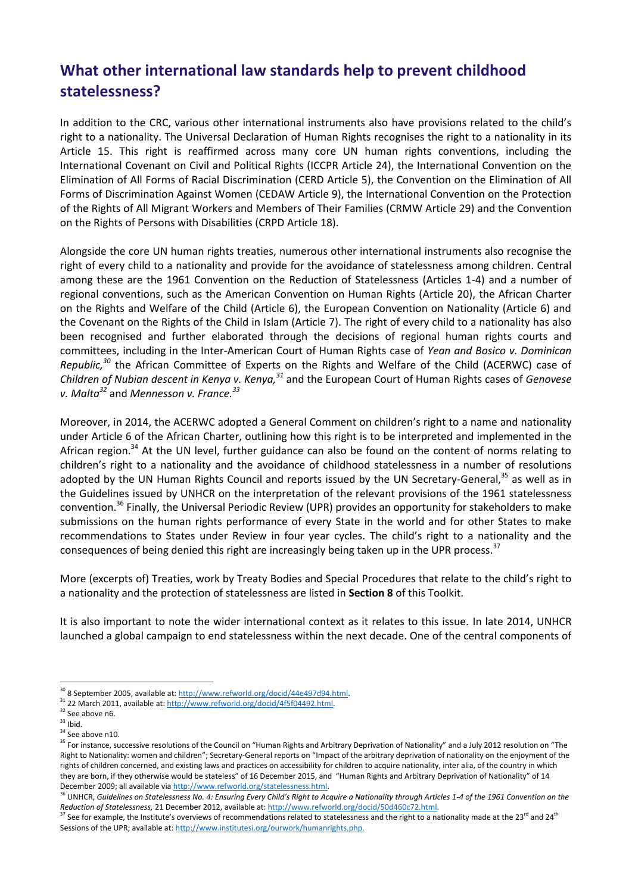## What other international law standards help to prevent childhood statelessness?

In addition to the CRC, various other international instruments also have provisions related to the child's right to a nationality. The Universal Declaration of Human Rights recognises the right to a nationality in its Article 15. This right is reaffirmed across many core UN human rights conventions, including the International Covenant on Civil and Political Rights (ICCPR Article 24), the International Convention on the Elimination of All Forms of Racial Discrimination (CERD Article 5), the Convention on the Elimination of All Forms of Discrimination Against Women (CEDAW Article 9), the International Convention on the Protection of the Rights of All Migrant Workers and Members of Their Families (CRMW Article 29) and the Convention on the Rights of Persons with Disabilities (CRPD Article 18).

Alongside the core UN human rights treaties, numerous other international instruments also recognise the right of every child to a nationality and provide for the avoidance of statelessness among children. Central among these are the 1961 Convention on the Reduction of Statelessness (Articles 1-4) and a number of regional conventions, such as the American Convention on Human Rights (Article 20), the African Charter on the Rights and Welfare of the Child (Article 6), the European Convention on Nationality (Article 6) and the Covenant on the Rights of the Child in Islam (Article 7). The right of every child to a nationality has also been recognised and further elaborated through the decisions of regional human rights courts and committees, including in the Inter-American Court of Human Rights case of *Yean and Bosico v. Dominican Republic,*[30] the African Committee of Experts on the Rights and Welfare of the Child (ACERWC) case of *Children of Nubian descent in Kenya v. Kenya,*[31] and the European Court of Human Rights cases of *Genovese v. Malta*[32] and *Mennesson v. France.*[33]

Moreover, in 2014, the ACERWC adopted a General Comment on children's right to a name and nationality under Article 6 of the African Charter, outlining how this right is to be interpreted and implemented in the African region.[34] At the UN level, further guidance can also be found on the content of norms relating to children's right to a nationality and the avoidance of childhood statelessness in a number of resolutions adopted by the UN Human Rights Council and reports issued by the UN Secretary-General,[35] as well as in the Guidelines issued by UNHCR on the interpretation of the relevant provisions of the 1961 statelessness convention.[36] Finally, the Universal Periodic Review (UPR) provides an opportunity for stakeholders to make submissions on the human rights performance of every State in the world and for other States to make recommendations to States under Review in four year cycles. The child's right to a nationality and the consequences of being denied this right are increasingly being taken up in the UPR process.[37]

More (excerpts of) Treaties, work by Treaty Bodies and Special Procedures that relate to the child's right to a nationality and the protection of statelessness are listed in **Section 8** of this Toolkit.

It is also important to note the wider international context as it relates to this issue. In late 2014, UNHCR launched a global campaign to end statelessness within the next decade. One of the central components of

---

[30] 8 September 2005, available at: http://www.refworld.org/docid/44e497d94.html.

[31] 22 March 2011, available at: http://www.refworld.org/docid/4f5f04492.html.

[32] See above n6.

[33] Ibid.

[34] See above n10.

[35] For instance, successive resolutions of the Council on "Human Rights and Arbitrary Deprivation of Nationality" and a July 2012 resolution on "The Right to Nationality: women and children"; Secretary-General reports on "Impact of the arbitrary deprivation of nationality on the enjoyment of the rights of children concerned, and existing laws and practices on accessibility for children to acquire nationality, inter alia, of the country in which they are born, if they otherwise would be stateless" of 16 December 2015, and "Human Rights and Arbitrary Deprivation of Nationality" of 14 December 2009; all available via http://www.refworld.org/statelessness.html.

[36] UNHCR, *Guidelines on Statelessness No. 4: Ensuring Every Child's Right to Acquire a Nationality through Articles 1-4 of the 1961 Convention on the Reduction of Statelessness,* 21 December 2012, available at: http://www.refworld.org/docid/50d460c72.html.

[37] See for example, the Institute's overviews of recommendations related to statelessness and the right to a nationality made at the 23rd and 24th Sessions of the UPR; available at: http://www.institutesi.org/ourwork/humanrights.php.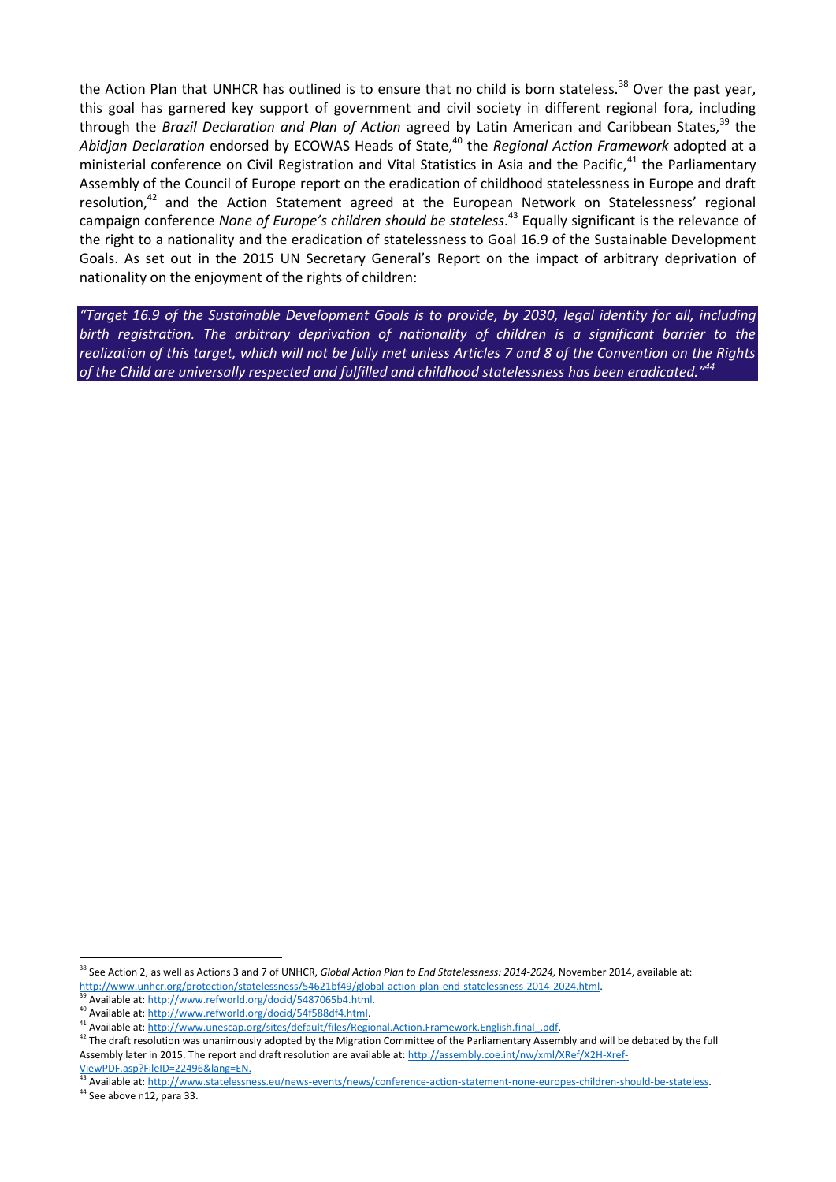the Action Plan that UNHCR has outlined is to ensure that no child is born stateless.[38] Over the past year, this goal has garnered key support of government and civil society in different regional fora, including through the *Brazil Declaration and Plan of Action* agreed by Latin American and Caribbean States,[39] the *Abidjan Declaration* endorsed by ECOWAS Heads of State,[40] the *Regional Action Framework* adopted at a ministerial conference on Civil Registration and Vital Statistics in Asia and the Pacific,[41] the Parliamentary Assembly of the Council of Europe report on the eradication of childhood statelessness in Europe and draft resolution,[42] and the Action Statement agreed at the European Network on Statelessness' regional campaign conference *None of Europe's children should be stateless*.[43] Equally significant is the relevance of the right to a nationality and the eradication of statelessness to Goal 16.9 of the Sustainable Development Goals. As set out in the 2015 UN Secretary General's Report on the impact of arbitrary deprivation of nationality on the enjoyment of the rights of children:

*"Target 16.9 of the Sustainable Development Goals is to provide, by 2030, legal identity for all, including birth registration. The arbitrary deprivation of nationality of children is a significant barrier to the realization of this target, which will not be fully met unless Articles 7 and 8 of the Convention on the Rights of the Child are universally respected and fulfilled and childhood statelessness has been eradicated."*[44]

---

[38] See Action 2, as well as Actions 3 and 7 of UNHCR, *Global Action Plan to End Statelessness: 2014-2024,* November 2014, available at: http://www.unhcr.org/protection/statelessness/54621bf49/global-action-plan-end-statelessness-2014-2024.html.

[39] Available at: http://www.refworld.org/docid/5487065b4.html.

[40] Available at: http://www.refworld.org/docid/54f588df4.html.

[41] Available at: http://www.unescap.org/sites/default/files/Regional.Action.Framework.English.final_.pdf.

[42] The draft resolution was unanimously adopted by the Migration Committee of the Parliamentary Assembly and will be debated by the full Assembly later in 2015. The report and draft resolution are available at: http://assembly.coe.int/nw/xml/XRef/X2H-Xref-ViewPDF.asp?FileID=22496&lang=EN.

[43] Available at: http://www.statelessness.eu/news-events/news/conference-action-statement-none-europes-children-should-be-stateless.

[44] See above n12, para 33.